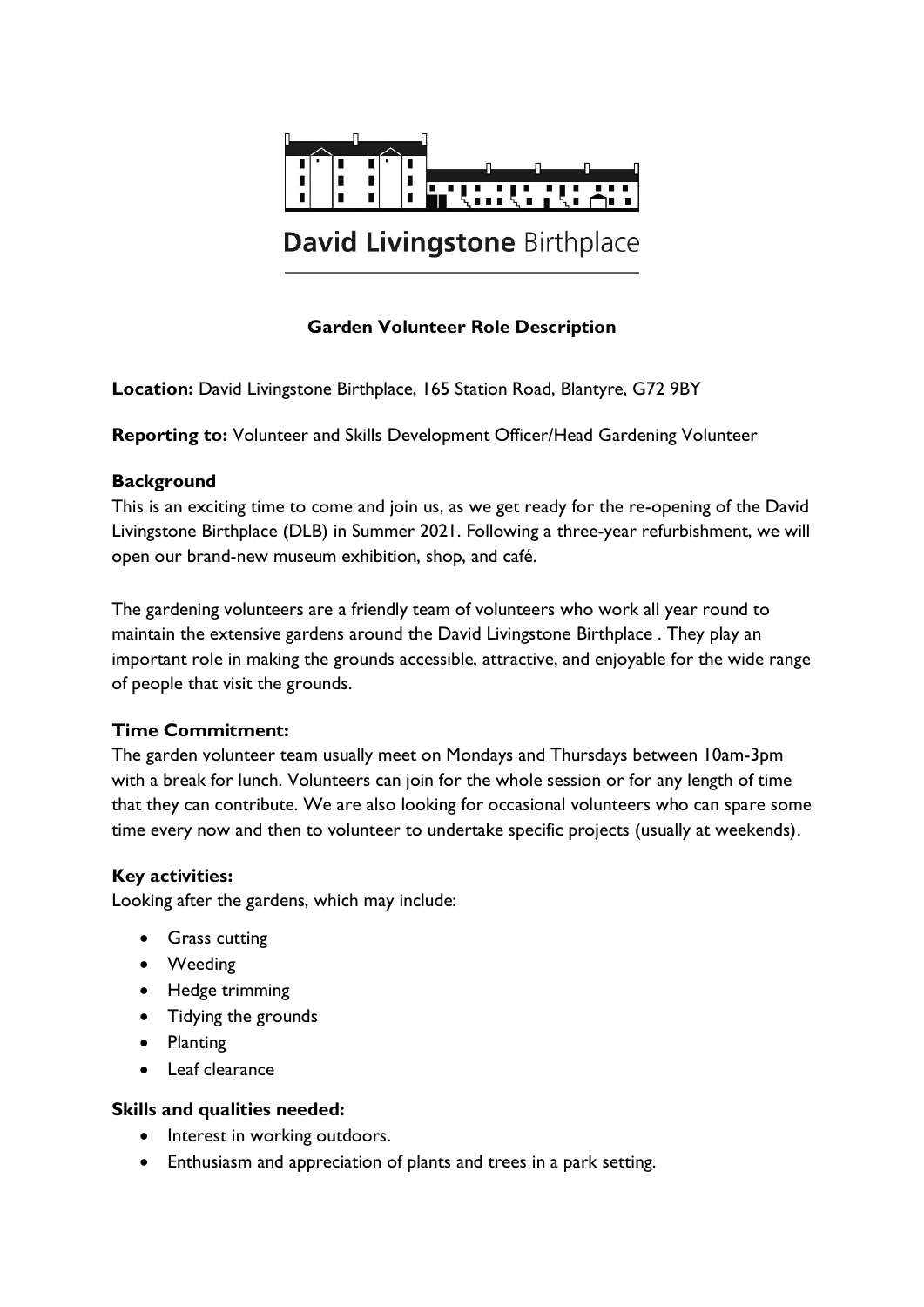David Livingstone Birthplace

# Garden Volunteer Role Description

**Location:** David Livingstone Birthplace, 165 Station Road, Blantyre, G72 9BY

**Reporting to:** Volunteer and Skills Development Officer/Head Gardening Volunteer

## Background

This is an exciting time to come and join us, as we get ready for the re-opening of the David Livingstone Birthplace (DLB) in Summer 2021. Following a three-year refurbishment, we will open our brand-new museum exhibition, shop, and café.

The gardening volunteers are a friendly team of volunteers who work all year round to maintain the extensive gardens around the David Livingstone Birthplace . They play an important role in making the grounds accessible, attractive, and enjoyable for the wide range of people that visit the grounds.

## Time Commitment:

The garden volunteer team usually meet on Mondays and Thursdays between 10am-3pm with a break for lunch. Volunteers can join for the whole session or for any length of time that they can contribute. We are also looking for occasional volunteers who can spare some time every now and then to volunteer to undertake specific projects (usually at weekends).

## Key activities:

Looking after the gardens, which may include:

- Grass cutting
- Weeding
- Hedge trimming
- Tidying the grounds
- Planting
- Leaf clearance

## Skills and qualities needed:

- Interest in working outdoors.
- Enthusiasm and appreciation of plants and trees in a park setting.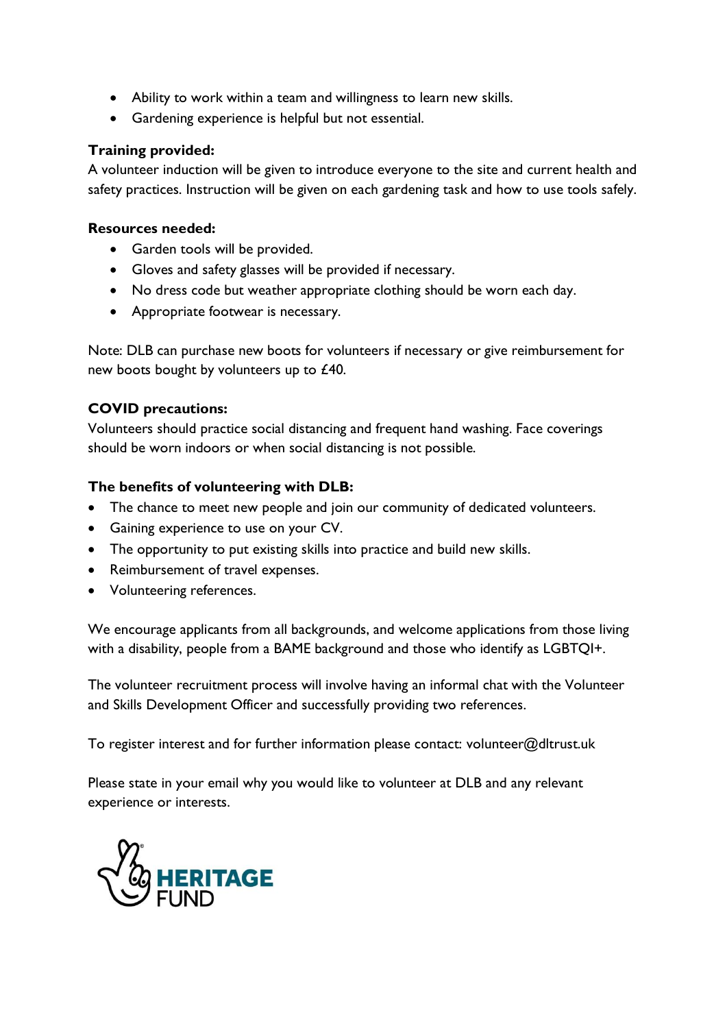- Ability to work within a team and willingness to learn new skills.
- Gardening experience is helpful but not essential.

**Training provided:**
A volunteer induction will be given to introduce everyone to the site and current health and safety practices. Instruction will be given on each gardening task and how to use tools safely.

**Resources needed:**

- Garden tools will be provided.
- Gloves and safety glasses will be provided if necessary.
- No dress code but weather appropriate clothing should be worn each day.
- Appropriate footwear is necessary.

Note: DLB can purchase new boots for volunteers if necessary or give reimbursement for new boots bought by volunteers up to £40.

**COVID precautions:**
Volunteers should practice social distancing and frequent hand washing. Face coverings should be worn indoors or when social distancing is not possible.

**The benefits of volunteering with DLB:**

- The chance to meet new people and join our community of dedicated volunteers.
- Gaining experience to use on your CV.
- The opportunity to put existing skills into practice and build new skills.
- Reimbursement of travel expenses.
- Volunteering references.

We encourage applicants from all backgrounds, and welcome applications from those living with a disability, people from a BAME background and those who identify as LGBTQI+.

The volunteer recruitment process will involve having an informal chat with the Volunteer and Skills Development Officer and successfully providing two references.

To register interest and for further information please contact: volunteer@dltrust.uk

Please state in your email why you would like to volunteer at DLB and any relevant experience or interests.

HERITAGE FUND